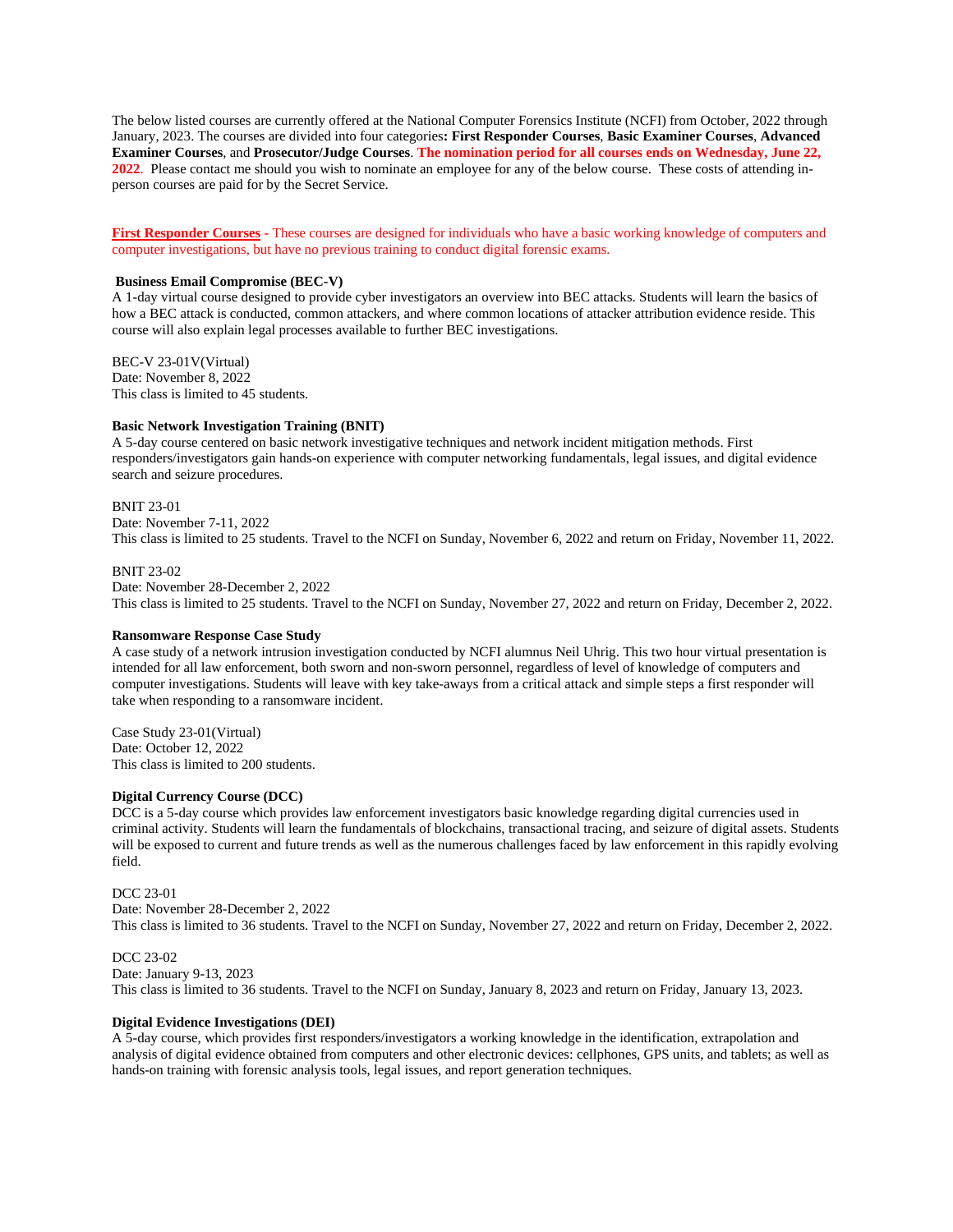The below listed courses are currently offered at the National Computer Forensics Institute (NCFI) from October, 2022 through January, 2023. The courses are divided into four categories**: First Responder Courses**, **Basic Examiner Courses**, **Advanced Examiner Courses**, and **Prosecutor/Judge Courses**. **The nomination period for all courses ends on Wednesday, June 22, 2022**. Please contact me should you wish to nominate an employee for any of the below course. These costs of attending in-person courses are paid for by the Secret Service.

**First Responder Courses** - These courses are designed for individuals who have a basic working knowledge of computers and computer investigations, but have no previous training to conduct digital forensic exams.

**Business Email Compromise (BEC-V)**
A 1-day virtual course designed to provide cyber investigators an overview into BEC attacks. Students will learn the basics of how a BEC attack is conducted, common attackers, and where common locations of attacker attribution evidence reside. This course will also explain legal processes available to further BEC investigations.

BEC-V 23-01V(Virtual)
Date: November 8, 2022
This class is limited to 45 students.

**Basic Network Investigation Training (BNIT)**
A 5-day course centered on basic network investigative techniques and network incident mitigation methods. First responders/investigators gain hands-on experience with computer networking fundamentals, legal issues, and digital evidence search and seizure procedures.

BNIT 23-01
Date: November 7-11, 2022
This class is limited to 25 students. Travel to the NCFI on Sunday, November 6, 2022 and return on Friday, November 11, 2022.

BNIT 23-02
Date: November 28-December 2, 2022
This class is limited to 25 students. Travel to the NCFI on Sunday, November 27, 2022 and return on Friday, December 2, 2022.

**Ransomware Response Case Study**
A case study of a network intrusion investigation conducted by NCFI alumnus Neil Uhrig. This two hour virtual presentation is intended for all law enforcement, both sworn and non-sworn personnel, regardless of level of knowledge of computers and computer investigations. Students will leave with key take-aways from a critical attack and simple steps a first responder will take when responding to a ransomware incident.

Case Study 23-01(Virtual)
Date: October 12, 2022
This class is limited to 200 students.

**Digital Currency Course (DCC)**
DCC is a 5-day course which provides law enforcement investigators basic knowledge regarding digital currencies used in criminal activity. Students will learn the fundamentals of blockchains, transactional tracing, and seizure of digital assets. Students will be exposed to current and future trends as well as the numerous challenges faced by law enforcement in this rapidly evolving field.

DCC 23-01
Date: November 28-December 2, 2022
This class is limited to 36 students. Travel to the NCFI on Sunday, November 27, 2022 and return on Friday, December 2, 2022.

DCC 23-02
Date: January 9-13, 2023
This class is limited to 36 students. Travel to the NCFI on Sunday, January 8, 2023 and return on Friday, January 13, 2023.

**Digital Evidence Investigations (DEI)**
A 5-day course, which provides first responders/investigators a working knowledge in the identification, extrapolation and analysis of digital evidence obtained from computers and other electronic devices: cellphones, GPS units, and tablets; as well as hands-on training with forensic analysis tools, legal issues, and report generation techniques.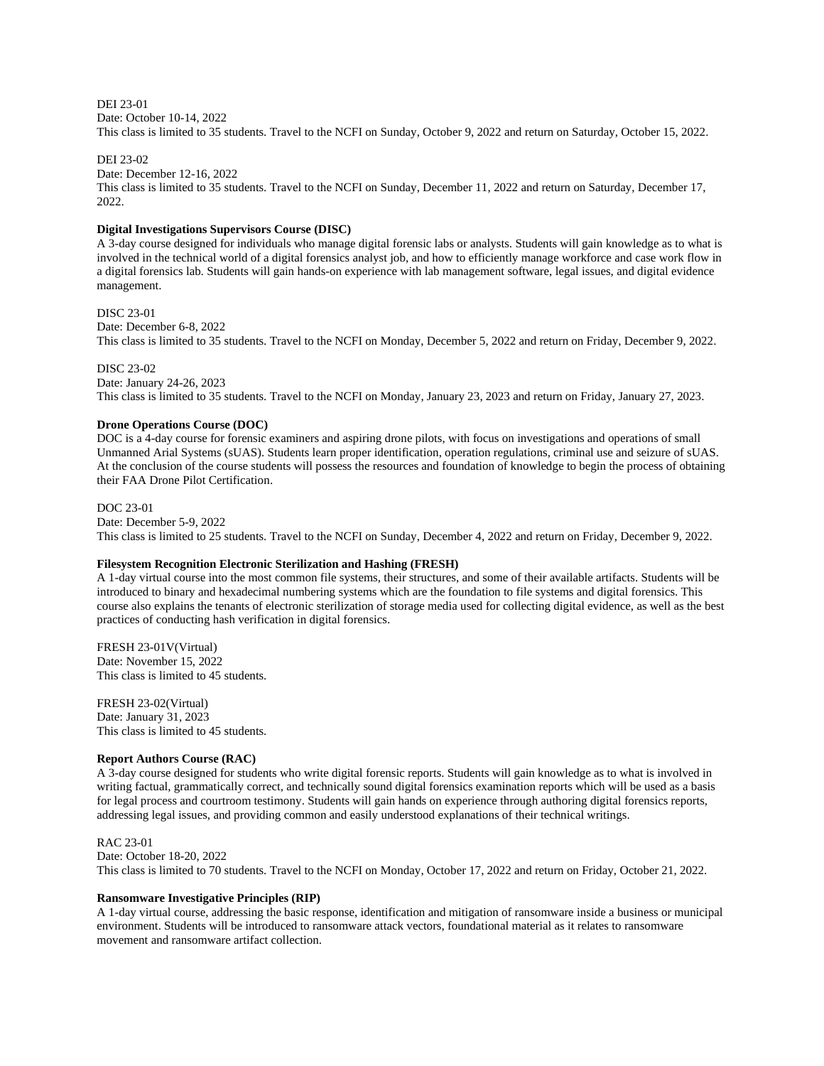DEI 23-01
Date: October 10-14, 2022
This class is limited to 35 students. Travel to the NCFI on Sunday, October 9, 2022 and return on Saturday, October 15, 2022.

DEI 23-02
Date: December 12-16, 2022
This class is limited to 35 students. Travel to the NCFI on Sunday, December 11, 2022 and return on Saturday, December 17, 2022.

**Digital Investigations Supervisors Course (DISC)**
A 3-day course designed for individuals who manage digital forensic labs or analysts. Students will gain knowledge as to what is involved in the technical world of a digital forensics analyst job, and how to efficiently manage workforce and case work flow in a digital forensics lab. Students will gain hands-on experience with lab management software, legal issues, and digital evidence management.

DISC 23-01
Date: December 6-8, 2022
This class is limited to 35 students. Travel to the NCFI on Monday, December 5, 2022 and return on Friday, December 9, 2022.

DISC 23-02
Date: January 24-26, 2023
This class is limited to 35 students. Travel to the NCFI on Monday, January 23, 2023 and return on Friday, January 27, 2023.

**Drone Operations Course (DOC)**
DOC is a 4-day course for forensic examiners and aspiring drone pilots, with focus on investigations and operations of small Unmanned Arial Systems (sUAS). Students learn proper identification, operation regulations, criminal use and seizure of sUAS. At the conclusion of the course students will possess the resources and foundation of knowledge to begin the process of obtaining their FAA Drone Pilot Certification.

DOC 23-01
Date: December 5-9, 2022
This class is limited to 25 students. Travel to the NCFI on Sunday, December 4, 2022 and return on Friday, December 9, 2022.

**Filesystem Recognition Electronic Sterilization and Hashing (FRESH)**
A 1-day virtual course into the most common file systems, their structures, and some of their available artifacts. Students will be introduced to binary and hexadecimal numbering systems which are the foundation to file systems and digital forensics. This course also explains the tenants of electronic sterilization of storage media used for collecting digital evidence, as well as the best practices of conducting hash verification in digital forensics.

FRESH 23-01V(Virtual)
Date: November 15, 2022
This class is limited to 45 students.

FRESH 23-02(Virtual)
Date: January 31, 2023
This class is limited to 45 students.

**Report Authors Course (RAC)**
A 3-day course designed for students who write digital forensic reports. Students will gain knowledge as to what is involved in writing factual, grammatically correct, and technically sound digital forensics examination reports which will be used as a basis for legal process and courtroom testimony. Students will gain hands on experience through authoring digital forensics reports, addressing legal issues, and providing common and easily understood explanations of their technical writings.

RAC 23-01
Date: October 18-20, 2022
This class is limited to 70 students. Travel to the NCFI on Monday, October 17, 2022 and return on Friday, October 21, 2022.

**Ransomware Investigative Principles (RIP)**
A 1-day virtual course, addressing the basic response, identification and mitigation of ransomware inside a business or municipal environment. Students will be introduced to ransomware attack vectors, foundational material as it relates to ransomware movement and ransomware artifact collection.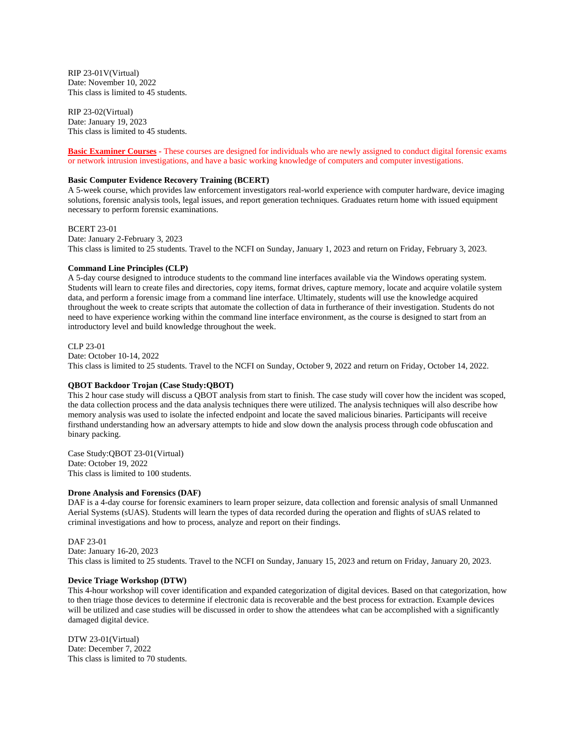RIP 23-01V(Virtual)
Date: November 10, 2022
This class is limited to 45 students.

RIP 23-02(Virtual)
Date: January 19, 2023
This class is limited to 45 students.

**Basic Examiner Courses** - These courses are designed for individuals who are newly assigned to conduct digital forensic exams or network intrusion investigations, and have a basic working knowledge of computers and computer investigations.

**Basic Computer Evidence Recovery Training (BCERT)**
A 5-week course, which provides law enforcement investigators real-world experience with computer hardware, device imaging solutions, forensic analysis tools, legal issues, and report generation techniques. Graduates return home with issued equipment necessary to perform forensic examinations.

BCERT 23-01
Date: January 2-February 3, 2023
This class is limited to 25 students. Travel to the NCFI on Sunday, January 1, 2023 and return on Friday, February 3, 2023.

**Command Line Principles (CLP)**
A 5-day course designed to introduce students to the command line interfaces available via the Windows operating system. Students will learn to create files and directories, copy items, format drives, capture memory, locate and acquire volatile system data, and perform a forensic image from a command line interface. Ultimately, students will use the knowledge acquired throughout the week to create scripts that automate the collection of data in furtherance of their investigation. Students do not need to have experience working within the command line interface environment, as the course is designed to start from an introductory level and build knowledge throughout the week.

CLP 23-01
Date: October 10-14, 2022
This class is limited to 25 students. Travel to the NCFI on Sunday, October 9, 2022 and return on Friday, October 14, 2022.

**QBOT Backdoor Trojan (Case Study:QBOT)**
This 2 hour case study will discuss a QBOT analysis from start to finish. The case study will cover how the incident was scoped, the data collection process and the data analysis techniques there were utilized. The analysis techniques will also describe how memory analysis was used to isolate the infected endpoint and locate the saved malicious binaries. Participants will receive firsthand understanding how an adversary attempts to hide and slow down the analysis process through code obfuscation and binary packing.

Case Study:QBOT 23-01(Virtual)
Date: October 19, 2022
This class is limited to 100 students.

**Drone Analysis and Forensics (DAF)**
DAF is a 4-day course for forensic examiners to learn proper seizure, data collection and forensic analysis of small Unmanned Aerial Systems (sUAS). Students will learn the types of data recorded during the operation and flights of sUAS related to criminal investigations and how to process, analyze and report on their findings.

DAF 23-01
Date: January 16-20, 2023
This class is limited to 25 students. Travel to the NCFI on Sunday, January 15, 2023 and return on Friday, January 20, 2023.

**Device Triage Workshop (DTW)**
This 4-hour workshop will cover identification and expanded categorization of digital devices. Based on that categorization, how to then triage those devices to determine if electronic data is recoverable and the best process for extraction. Example devices will be utilized and case studies will be discussed in order to show the attendees what can be accomplished with a significantly damaged digital device.

DTW 23-01(Virtual)
Date: December 7, 2022
This class is limited to 70 students.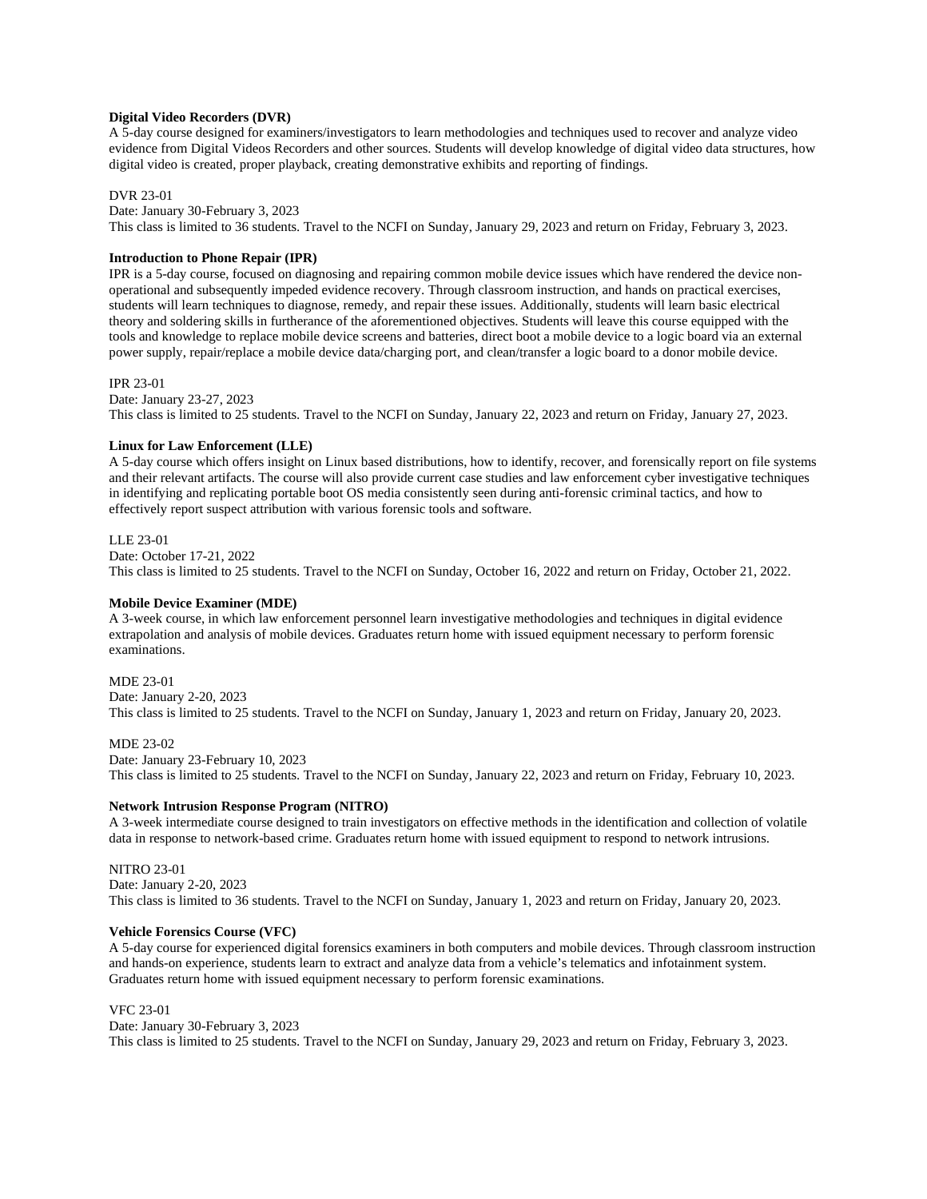**Digital Video Recorders (DVR)**
A 5-day course designed for examiners/investigators to learn methodologies and techniques used to recover and analyze video evidence from Digital Videos Recorders and other sources. Students will develop knowledge of digital video data structures, how digital video is created, proper playback, creating demonstrative exhibits and reporting of findings.

DVR 23-01
Date: January 30-February 3, 2023
This class is limited to 36 students. Travel to the NCFI on Sunday, January 29, 2023 and return on Friday, February 3, 2023.

**Introduction to Phone Repair (IPR)**
IPR is a 5-day course, focused on diagnosing and repairing common mobile device issues which have rendered the device non-operational and subsequently impeded evidence recovery. Through classroom instruction, and hands on practical exercises, students will learn techniques to diagnose, remedy, and repair these issues. Additionally, students will learn basic electrical theory and soldering skills in furtherance of the aforementioned objectives. Students will leave this course equipped with the tools and knowledge to replace mobile device screens and batteries, direct boot a mobile device to a logic board via an external power supply, repair/replace a mobile device data/charging port, and clean/transfer a logic board to a donor mobile device.

IPR 23-01
Date: January 23-27, 2023
This class is limited to 25 students. Travel to the NCFI on Sunday, January 22, 2023 and return on Friday, January 27, 2023.

**Linux for Law Enforcement (LLE)**
A 5-day course which offers insight on Linux based distributions, how to identify, recover, and forensically report on file systems and their relevant artifacts. The course will also provide current case studies and law enforcement cyber investigative techniques in identifying and replicating portable boot OS media consistently seen during anti-forensic criminal tactics, and how to effectively report suspect attribution with various forensic tools and software.

LLE 23-01
Date: October 17-21, 2022
This class is limited to 25 students. Travel to the NCFI on Sunday, October 16, 2022 and return on Friday, October 21, 2022.

**Mobile Device Examiner (MDE)**
A 3-week course, in which law enforcement personnel learn investigative methodologies and techniques in digital evidence extrapolation and analysis of mobile devices. Graduates return home with issued equipment necessary to perform forensic examinations.

MDE 23-01
Date: January 2-20, 2023
This class is limited to 25 students. Travel to the NCFI on Sunday, January 1, 2023 and return on Friday, January 20, 2023.

MDE 23-02
Date: January 23-February 10, 2023
This class is limited to 25 students. Travel to the NCFI on Sunday, January 22, 2023 and return on Friday, February 10, 2023.

**Network Intrusion Response Program (NITRO)**
A 3-week intermediate course designed to train investigators on effective methods in the identification and collection of volatile data in response to network-based crime. Graduates return home with issued equipment to respond to network intrusions.

NITRO 23-01
Date: January 2-20, 2023
This class is limited to 36 students. Travel to the NCFI on Sunday, January 1, 2023 and return on Friday, January 20, 2023.

**Vehicle Forensics Course (VFC)**
A 5-day course for experienced digital forensics examiners in both computers and mobile devices. Through classroom instruction and hands-on experience, students learn to extract and analyze data from a vehicle's telematics and infotainment system. Graduates return home with issued equipment necessary to perform forensic examinations.

VFC 23-01
Date: January 30-February 3, 2023
This class is limited to 25 students. Travel to the NCFI on Sunday, January 29, 2023 and return on Friday, February 3, 2023.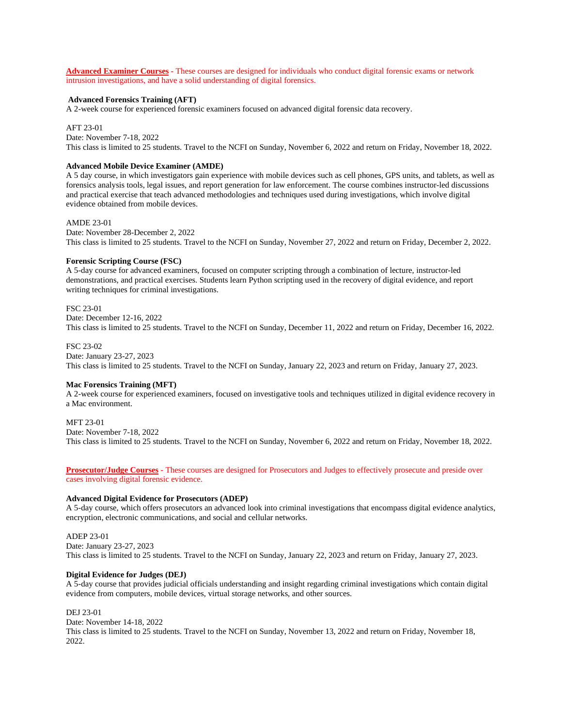**Advanced Examiner Courses** - These courses are designed for individuals who conduct digital forensic exams or network intrusion investigations, and have a solid understanding of digital forensics.

**Advanced Forensics Training (AFT)**
A 2-week course for experienced forensic examiners focused on advanced digital forensic data recovery.

AFT 23-01
Date: November 7-18, 2022
This class is limited to 25 students. Travel to the NCFI on Sunday, November 6, 2022 and return on Friday, November 18, 2022.

**Advanced Mobile Device Examiner (AMDE)**
A 5 day course, in which investigators gain experience with mobile devices such as cell phones, GPS units, and tablets, as well as forensics analysis tools, legal issues, and report generation for law enforcement. The course combines instructor-led discussions and practical exercise that teach advanced methodologies and techniques used during investigations, which involve digital evidence obtained from mobile devices.

AMDE 23-01
Date: November 28-December 2, 2022
This class is limited to 25 students. Travel to the NCFI on Sunday, November 27, 2022 and return on Friday, December 2, 2022.

**Forensic Scripting Course (FSC)**
A 5-day course for advanced examiners, focused on computer scripting through a combination of lecture, instructor-led demonstrations, and practical exercises. Students learn Python scripting used in the recovery of digital evidence, and report writing techniques for criminal investigations.

FSC 23-01
Date: December 12-16, 2022
This class is limited to 25 students. Travel to the NCFI on Sunday, December 11, 2022 and return on Friday, December 16, 2022.

FSC 23-02
Date: January 23-27, 2023
This class is limited to 25 students. Travel to the NCFI on Sunday, January 22, 2023 and return on Friday, January 27, 2023.

**Mac Forensics Training (MFT)**
A 2-week course for experienced examiners, focused on investigative tools and techniques utilized in digital evidence recovery in a Mac environment.

MFT 23-01
Date: November 7-18, 2022
This class is limited to 25 students. Travel to the NCFI on Sunday, November 6, 2022 and return on Friday, November 18, 2022.

**Prosecutor/Judge Courses** - These courses are designed for Prosecutors and Judges to effectively prosecute and preside over cases involving digital forensic evidence.

**Advanced Digital Evidence for Prosecutors (ADEP)**
A 5-day course, which offers prosecutors an advanced look into criminal investigations that encompass digital evidence analytics, encryption, electronic communications, and social and cellular networks.

ADEP 23-01
Date: January 23-27, 2023
This class is limited to 25 students. Travel to the NCFI on Sunday, January 22, 2023 and return on Friday, January 27, 2023.

**Digital Evidence for Judges (DEJ)**
A 5-day course that provides judicial officials understanding and insight regarding criminal investigations which contain digital evidence from computers, mobile devices, virtual storage networks, and other sources.

DEJ 23-01
Date: November 14-18, 2022
This class is limited to 25 students. Travel to the NCFI on Sunday, November 13, 2022 and return on Friday, November 18, 2022.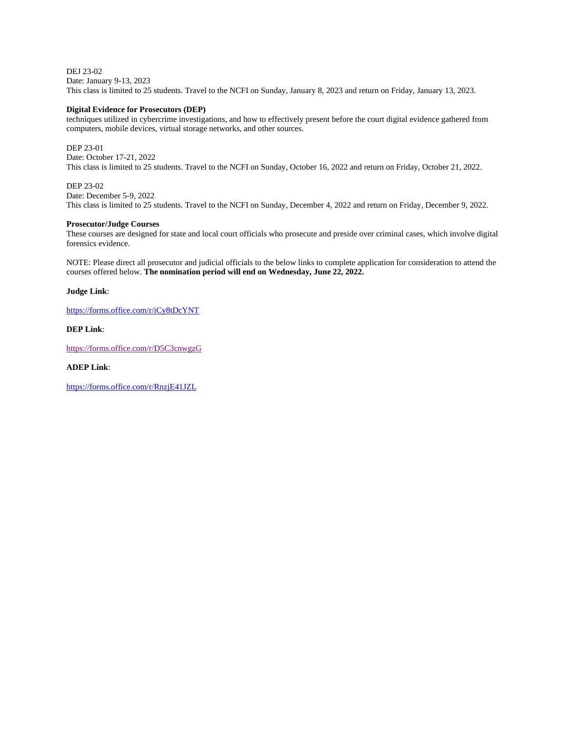DEJ 23-02
Date: January 9-13, 2023
This class is limited to 25 students. Travel to the NCFI on Sunday, January 8, 2023 and return on Friday, January 13, 2023.

**Digital Evidence for Prosecutors (DEP)**
techniques utilized in cybercrime investigations, and how to effectively present before the court digital evidence gathered from computers, mobile devices, virtual storage networks, and other sources.

DEP 23-01
Date: October 17-21, 2022
This class is limited to 25 students. Travel to the NCFI on Sunday, October 16, 2022 and return on Friday, October 21, 2022.

DEP 23-02
Date: December 5-9, 2022
This class is limited to 25 students. Travel to the NCFI on Sunday, December 4, 2022 and return on Friday, December 9, 2022.

**Prosecutor/Judge Courses**
These courses are designed for state and local court officials who prosecute and preside over criminal cases, which involve digital forensics evidence.

NOTE: Please direct all prosecutor and judicial officials to the below links to complete application for consideration to attend the courses offered below. **The nomination period will end on Wednesday, June 22, 2022.**

**Judge Link**:

https://forms.office.com/r/iCy8tDcYNT

**DEP Link**:

https://forms.office.com/r/D5C3cnwgzG

**ADEP Link**:

https://forms.office.com/r/RnzjE41JZL